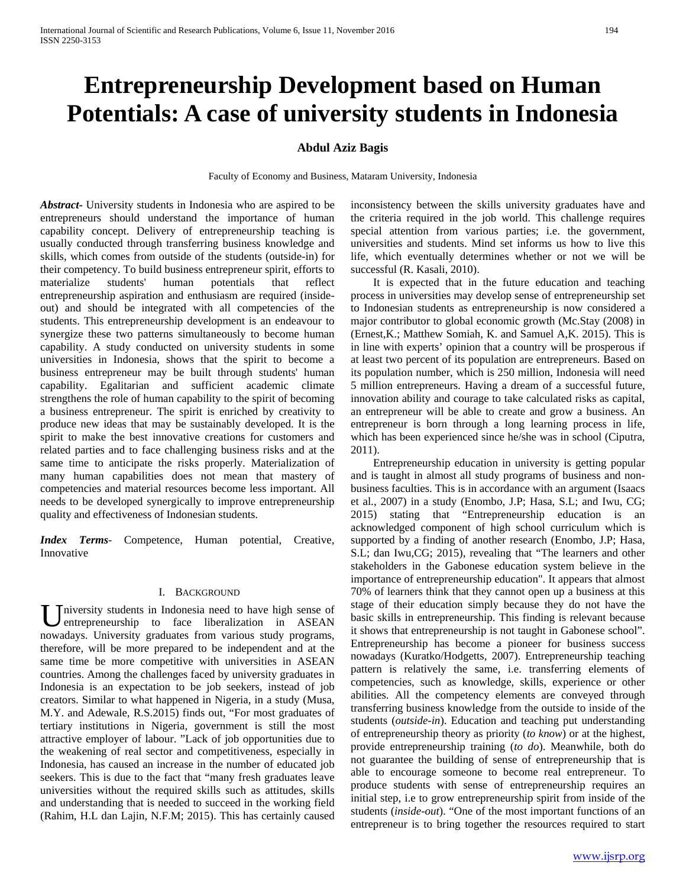# Entrepreneurship Development based on Human Potentials: A case of university students in Indonesia

**Abdul Aziz Bagis**

Faculty of Economy and Business, Mataram University, Indonesia

***Abstract*-** University students in Indonesia who are aspired to be entrepreneurs should understand the importance of human capability concept. Delivery of entrepreneurship teaching is usually conducted through transferring business knowledge and skills, which comes from outside of the students (outside-in) for their competency. To build business entrepreneur spirit, efforts to materialize students' human potentials that reflect entrepreneurship aspiration and enthusiasm are required (inside-out) and should be integrated with all competencies of the students. This entrepreneurship development is an endeavour to synergize these two patterns simultaneously to become human capability. A study conducted on university students in some universities in Indonesia, shows that the spirit to become a business entrepreneur may be built through students' human capability. Egalitarian and sufficient academic climate strengthens the role of human capability to the spirit of becoming a business entrepreneur. The spirit is enriched by creativity to produce new ideas that may be sustainably developed. It is the spirit to make the best innovative creations for customers and related parties and to face challenging business risks and at the same time to anticipate the risks properly. Materialization of many human capabilities does not mean that mastery of competencies and material resources become less important. All needs to be developed synergically to improve entrepreneurship quality and effectiveness of Indonesian students.

***Index Terms*-** Competence, Human potential, Creative, Innovative

## I. Background

University students in Indonesia need to have high sense of entrepreneurship to face liberalization in ASEAN nowadays. University graduates from various study programs, therefore, will be more prepared to be independent and at the same time be more competitive with universities in ASEAN countries. Among the challenges faced by university graduates in Indonesia is an expectation to be job seekers, instead of job creators. Similar to what happened in Nigeria, in a study (Musa, M.Y. and Adewale, R.S.2015) finds out, "For most graduates of tertiary institutions in Nigeria, government is still the most attractive employer of labour. "Lack of job opportunities due to the weakening of real sector and competitiveness, especially in Indonesia, has caused an increase in the number of educated job seekers. This is due to the fact that "many fresh graduates leave universities without the required skills such as attitudes, skills and understanding that is needed to succeed in the working field (Rahim, H.L dan Lajin, N.F.M; 2015). This has certainly caused inconsistency between the skills university graduates have and the criteria required in the job world. This challenge requires special attention from various parties; i.e. the government, universities and students. Mind set informs us how to live this life, which eventually determines whether or not we will be successful (R. Kasali, 2010).

It is expected that in the future education and teaching process in universities may develop sense of entrepreneurship set to Indonesian students as entrepreneurship is now considered a major contributor to global economic growth (Mc.Stay (2008) in (Ernest,K.; Matthew Somiah, K. and Samuel A,K. 2015). This is in line with experts' opinion that a country will be prosperous if at least two percent of its population are entrepreneurs. Based on its population number, which is 250 million, Indonesia will need 5 million entrepreneurs. Having a dream of a successful future, innovation ability and courage to take calculated risks as capital, an entrepreneur will be able to create and grow a business. An entrepreneur is born through a long learning process in life, which has been experienced since he/she was in school (Ciputra, 2011).

Entrepreneurship education in university is getting popular and is taught in almost all study programs of business and non-business faculties. This is in accordance with an argument (Isaacs et al., 2007) in a study (Enombo, J.P; Hasa, S.L; and Iwu, CG; 2015) stating that "Entrepreneurship education is an acknowledged component of high school curriculum which is supported by a finding of another research (Enombo, J.P; Hasa, S.L; dan Iwu,CG; 2015), revealing that "The learners and other stakeholders in the Gabonese education system believe in the importance of entrepreneurship education". It appears that almost 70% of learners think that they cannot open up a business at this stage of their education simply because they do not have the basic skills in entrepreneurship. This finding is relevant because it shows that entrepreneurship is not taught in Gabonese school". Entrepreneurship has become a pioneer for business success nowadays (Kuratko/Hodgetts, 2007). Entrepreneurship teaching pattern is relatively the same, i.e. transferring elements of competencies, such as knowledge, skills, experience or other abilities. All the competency elements are conveyed through transferring business knowledge from the outside to inside of the students (*outside-in*). Education and teaching put understanding of entrepreneurship theory as priority (*to know*) or at the highest, provide entrepreneurship training (*to do*). Meanwhile, both do not guarantee the building of sense of entrepreneurship that is able to encourage someone to become real entrepreneur. To produce students with sense of entrepreneurship requires an initial step, i.e to grow entrepreneurship spirit from inside of the students (*inside-out*). "One of the most important functions of an entrepreneur is to bring together the resources required to start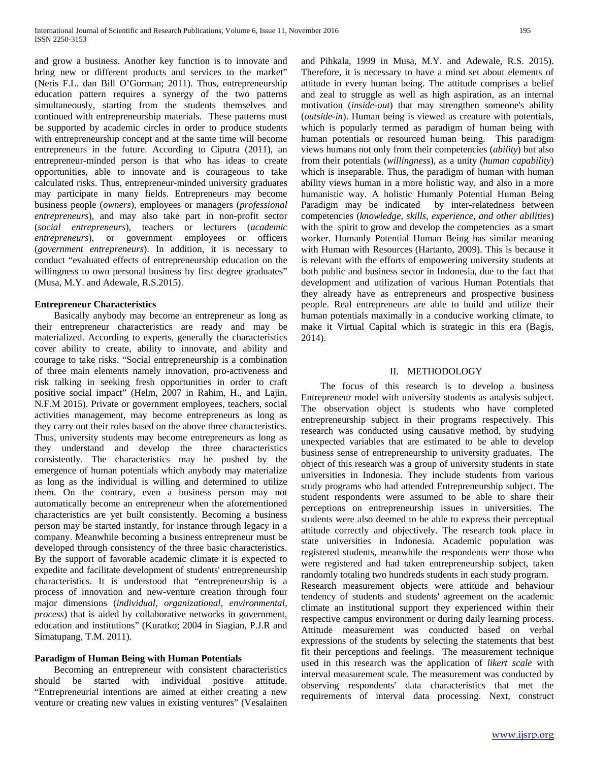and grow a business. Another key function is to innovate and bring new or different products and services to the market" (Neris F.L. dan Bill O'Gorman; 2011). Thus, entrepreneurship education pattern requires a synergy of the two patterns simultaneously, starting from the students themselves and continued with entrepreneurship materials. These patterns must be supported by academic circles in order to produce students with entrepreneurship concept and at the same time will become entrepreneurs in the future. According to Ciputra (2011), an entrepreneur-minded person is that who has ideas to create opportunities, able to innovate and is courageous to take calculated risks. Thus, entrepreneur-minded university graduates may participate in many fields. Entrepreneurs may become business people (*owners*), employees or managers (*professional entrepreneurs*), and may also take part in non-profit sector (*social entrepreneurs*), teachers or lecturers (*academic entrepreneurs*), or government employees or officers (*government entrepreneurs*). In addition, it is necessary to conduct "evaluated effects of entrepreneurship education on the willingness to own personal business by first degree graduates" (Musa, M.Y. and Adewale, R.S.2015).

**Entrepreneur Characteristics**

Basically anybody may become an entrepreneur as long as their entrepreneur characteristics are ready and may be materialized. According to experts, generally the characteristics cover ability to create, ability to innovate, and ability and courage to take risks. "Social entrepreneurship is a combination of three main elements namely innovation, pro-activeness and risk talking in seeking fresh opportunities in order to craft positive social impact" (Helm, 2007 in Rahim, H., and Lajin, N.F.M 2015). Private or government employees, teachers, social activities management, may become entrepreneurs as long as they carry out their roles based on the above three characteristics. Thus, university students may become entrepreneurs as long as they understand and develop the three characteristics consistently. The characteristics may be pushed by the emergence of human potentials which anybody may materialize as long as the individual is willing and determined to utilize them. On the contrary, even a business person may not automatically become an entrepreneur when the aforementioned characteristics are yet built consistently. Becoming a business person may be started instantly, for instance through legacy in a company. Meanwhile becoming a business entrepreneur must be developed through consistency of the three basic characteristics. By the support of favorable academic climate it is expected to expedite and facilitate development of students' entrepreneurship characteristics. It is understood that "entrepreneurship is a process of innovation and new-venture creation through four major dimensions (*individual, organizational, environmental, process*) that is aided by collaborative networks in government, education and institutions" (Kuratko; 2004 in Siagian, P.J.R and Simatupang, T.M. 2011).

**Paradigm of Human Being with Human Potentials**

Becoming an entrepreneur with consistent characteristics should be started with individual positive attitude. "Entrepreneurial intentions are aimed at either creating a new venture or creating new values in existing ventures" (Vesalainen and Pihkala, 1999 in Musa, M.Y. and Adewale, R.S. 2015). Therefore, it is necessary to have a mind set about elements of attitude in every human being. The attitude comprises a belief and zeal to struggle as well as high aspiration, as an internal motivation (*inside-out*) that may strengthen someone's ability (*outside-in*). Human being is viewed as creature with potentials, which is popularly termed as paradigm of human being with human potentials or resourced human being. This paradigm views humans not only from their competencies (*ability*) but also from their potentials (*willingness*), as a unity (*human capability*) which is inseparable. Thus, the paradigm of human with human ability views human in a more holistic way, and also in a more humanistic way. A holistic Humanly Potential Human Being Paradigm may be indicated by inter-relatedness between competencies (*knowledge, skills, experience, and other abilities*) with the spirit to grow and develop the competencies as a smart worker. Humanly Potential Human Being has similar meaning with Human with Resources (Hartanto, 2009). This is because it is relevant with the efforts of empowering university students at both public and business sector in Indonesia, due to the fact that development and utilization of various Human Potentials that they already have as entrepreneurs and prospective business people. Real entrepreneurs are able to build and utilize their human potentials maximally in a conducive working climate, to make it Virtual Capital which is strategic in this era (Bagis, 2014).

## II. METHODOLOGY

The focus of this research is to develop a business Entrepreneur model with university students as analysis subject. The observation object is students who have completed entrepreneurship subject in their programs respectively. This research was conducted using causative method, by studying unexpected variables that are estimated to be able to develop business sense of entrepreneurship to university graduates. The object of this research was a group of university students in state universities in Indonesia. They include students from various study programs who had attended Entrepreneurship subject. The student respondents were assumed to be able to share their perceptions on entrepreneurship issues in universities. The students were also deemed to be able to express their perceptual attitude correctly and objectively. The research took place in state universities in Indonesia. Academic population was registered students, meanwhile the respondents were those who were registered and had taken entrepreneurship subject, taken randomly totaling two hundreds students in each study program.

Research measurement objects were attitude and behaviour tendency of students and students' agreement on the academic climate an institutional support they experienced within their respective campus environment or during daily learning process. Attitude measurement was conducted based on verbal expressions of the students by selecting the statements that best fit their perceptions and feelings. The measurement technique used in this research was the application of *likert scale* with interval measurement scale. The measurement was conducted by observing respondents' data characteristics that met the requirements of interval data processing. Next, construct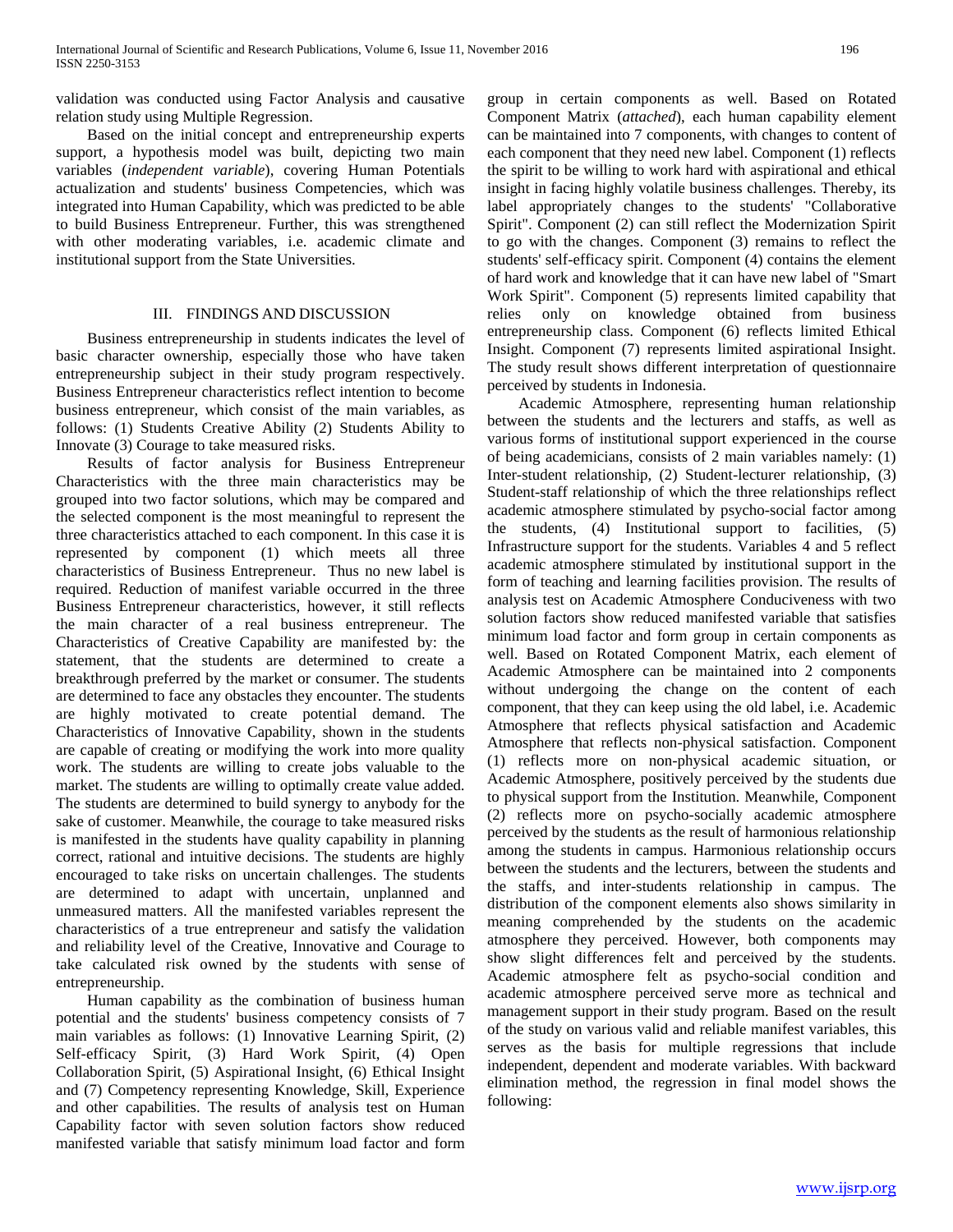validation was conducted using Factor Analysis and causative relation study using Multiple Regression.

Based on the initial concept and entrepreneurship experts support, a hypothesis model was built, depicting two main variables (*independent variable*), covering Human Potentials actualization and students' business Competencies, which was integrated into Human Capability, which was predicted to be able to build Business Entrepreneur. Further, this was strengthened with other moderating variables, i.e. academic climate and institutional support from the State Universities.

## III. FINDINGS AND DISCUSSION

Business entrepreneurship in students indicates the level of basic character ownership, especially those who have taken entrepreneurship subject in their study program respectively. Business Entrepreneur characteristics reflect intention to become business entrepreneur, which consist of the main variables, as follows: (1) Students Creative Ability (2) Students Ability to Innovate (3) Courage to take measured risks.

Results of factor analysis for Business Entrepreneur Characteristics with the three main characteristics may be grouped into two factor solutions, which may be compared and the selected component is the most meaningful to represent the three characteristics attached to each component. In this case it is represented by component (1) which meets all three characteristics of Business Entrepreneur. Thus no new label is required. Reduction of manifest variable occurred in the three Business Entrepreneur characteristics, however, it still reflects the main character of a real business entrepreneur. The Characteristics of Creative Capability are manifested by: the statement, that the students are determined to create a breakthrough preferred by the market or consumer. The students are determined to face any obstacles they encounter. The students are highly motivated to create potential demand. The Characteristics of Innovative Capability, shown in the students are capable of creating or modifying the work into more quality work. The students are willing to create jobs valuable to the market. The students are willing to optimally create value added. The students are determined to build synergy to anybody for the sake of customer. Meanwhile, the courage to take measured risks is manifested in the students have quality capability in planning correct, rational and intuitive decisions. The students are highly encouraged to take risks on uncertain challenges. The students are determined to adapt with uncertain, unplanned and unmeasured matters. All the manifested variables represent the characteristics of a true entrepreneur and satisfy the validation and reliability level of the Creative, Innovative and Courage to take calculated risk owned by the students with sense of entrepreneurship.

Human capability as the combination of business human potential and the students' business competency consists of 7 main variables as follows: (1) Innovative Learning Spirit, (2) Self-efficacy Spirit, (3) Hard Work Spirit, (4) Open Collaboration Spirit, (5) Aspirational Insight, (6) Ethical Insight and (7) Competency representing Knowledge, Skill, Experience and other capabilities. The results of analysis test on Human Capability factor with seven solution factors show reduced manifested variable that satisfy minimum load factor and form group in certain components as well. Based on Rotated Component Matrix (*attached*), each human capability element can be maintained into 7 components, with changes to content of each component that they need new label. Component (1) reflects the spirit to be willing to work hard with aspirational and ethical insight in facing highly volatile business challenges. Thereby, its label appropriately changes to the students' "Collaborative Spirit". Component (2) can still reflect the Modernization Spirit to go with the changes. Component (3) remains to reflect the students' self-efficacy spirit. Component (4) contains the element of hard work and knowledge that it can have new label of "Smart Work Spirit". Component (5) represents limited capability that relies only on knowledge obtained from business entrepreneurship class. Component (6) reflects limited Ethical Insight. Component (7) represents limited aspirational Insight. The study result shows different interpretation of questionnaire perceived by students in Indonesia.

Academic Atmosphere, representing human relationship between the students and the lecturers and staffs, as well as various forms of institutional support experienced in the course of being academicians, consists of 2 main variables namely: (1) Inter-student relationship, (2) Student-lecturer relationship, (3) Student-staff relationship of which the three relationships reflect academic atmosphere stimulated by psycho-social factor among the students, (4) Institutional support to facilities, (5) Infrastructure support for the students. Variables 4 and 5 reflect academic atmosphere stimulated by institutional support in the form of teaching and learning facilities provision. The results of analysis test on Academic Atmosphere Conduciveness with two solution factors show reduced manifested variable that satisfies minimum load factor and form group in certain components as well. Based on Rotated Component Matrix, each element of Academic Atmosphere can be maintained into 2 components without undergoing the change on the content of each component, that they can keep using the old label, i.e. Academic Atmosphere that reflects physical satisfaction and Academic Atmosphere that reflects non-physical satisfaction. Component (1) reflects more on non-physical academic situation, or Academic Atmosphere, positively perceived by the students due to physical support from the Institution. Meanwhile, Component (2) reflects more on psycho-socially academic atmosphere perceived by the students as the result of harmonious relationship among the students in campus. Harmonious relationship occurs between the students and the lecturers, between the students and the staffs, and inter-students relationship in campus. The distribution of the component elements also shows similarity in meaning comprehended by the students on the academic atmosphere they perceived. However, both components may show slight differences felt and perceived by the students. Academic atmosphere felt as psycho-social condition and academic atmosphere perceived serve more as technical and management support in their study program. Based on the result of the study on various valid and reliable manifest variables, this serves as the basis for multiple regressions that include independent, dependent and moderate variables. With backward elimination method, the regression in final model shows the following: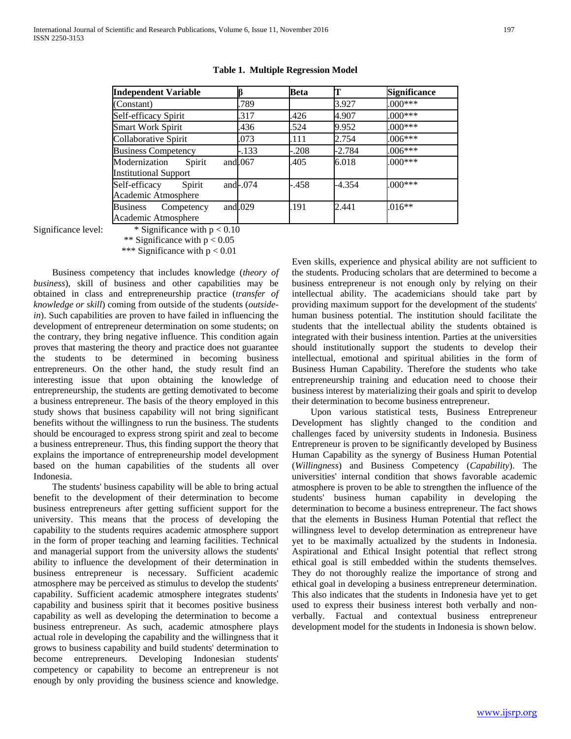**Table 1. Multiple Regression Model**

| Independent Variable | β | Beta | T | Significance |
|---|---|---|---|---|
| (Constant) | .789 | | 3.927 | .000*** |
| Self-efficacy Spirit | .317 | .426 | 4.907 | .000*** |
| Smart Work Spirit | .436 | .524 | 9.952 | .000*** |
| Collaborative Spirit | .073 | .111 | 2.754 | .006*** |
| Business Competency | -.133 | -.208 | -2.784 | .006*** |
| Modernization Spirit and Institutional Support | .067 | .405 | 6.018 | .000*** |
| Self-efficacy Spirit and Academic Atmosphere | -.074 | -.458 | -4.354 | .000*** |
| Business Competency and Academic Atmosphere | .029 | .191 | 2.441 | .016** |

Significance level: * Significance with $p < 0.10$
** Significance with $p < 0.05$
*** Significance with $p < 0.01$

Business competency that includes knowledge (*theory of business*), skill of business and other capabilities may be obtained in class and entrepreneurship practice (*transfer of knowledge or skill*) coming from outside of the students (*outside-in*). Such capabilities are proven to have failed in influencing the development of entrepreneur determination on some students; on the contrary, they bring negative influence. This condition again proves that mastering the theory and practice does not guarantee the students to be determined in becoming business entrepreneurs. On the other hand, the study result find an interesting issue that upon obtaining the knowledge of entrepreneurship, the students are getting demotivated to become a business entrepreneur. The basis of the theory employed in this study shows that business capability will not bring significant benefits without the willingness to run the business. The students should be encouraged to express strong spirit and zeal to become a business entrepreneur. Thus, this finding support the theory that explains the importance of entrepreneurship model development based on the human capabilities of the students all over Indonesia.

The students' business capability will be able to bring actual benefit to the development of their determination to become business entrepreneurs after getting sufficient support for the university. This means that the process of developing the capability to the students requires academic atmosphere support in the form of proper teaching and learning facilities. Technical and managerial support from the university allows the students' ability to influence the development of their determination in business entrepreneur is necessary. Sufficient academic atmosphere may be perceived as stimulus to develop the students' capability. Sufficient academic atmosphere integrates students' capability and business spirit that it becomes positive business capability as well as developing the determination to become a business entrepreneur. As such, academic atmosphere plays actual role in developing the capability and the willingness that it grows to business capability and build students' determination to become entrepreneurs. Developing Indonesian students' competency or capability to become an entrepreneur is not enough by only providing the business science and knowledge. Even skills, experience and physical ability are not sufficient to the students. Producing scholars that are determined to become a business entrepreneur is not enough only by relying on their intellectual ability. The academicians should take part by providing maximum support for the development of the students' human business potential. The institution should facilitate the students that the intellectual ability the students obtained is integrated with their business intention. Parties at the universities should institutionally support the students to develop their intellectual, emotional and spiritual abilities in the form of Business Human Capability. Therefore the students who take entrepreneurship training and education need to choose their business interest by materializing their goals and spirit to develop their determination to become business entrepreneur.

Upon various statistical tests, Business Entrepreneur Development has slightly changed to the condition and challenges faced by university students in Indonesia. Business Entrepreneur is proven to be significantly developed by Business Human Capability as the synergy of Business Human Potential (*Willingness*) and Business Competency (*Capability*). The universities' internal condition that shows favorable academic atmosphere is proven to be able to strengthen the influence of the students' business human capability in developing the determination to become a business entrepreneur. The fact shows that the elements in Business Human Potential that reflect the willingness level to develop determination as entrepreneur have yet to be maximally actualized by the students in Indonesia. Aspirational and Ethical Insight potential that reflect strong ethical goal is still embedded within the students themselves. They do not thoroughly realize the importance of strong and ethical goal in developing a business entrepreneur determination. This also indicates that the students in Indonesia have yet to get used to express their business interest both verbally and non-verbally. Factual and contextual business entrepreneur development model for the students in Indonesia is shown below.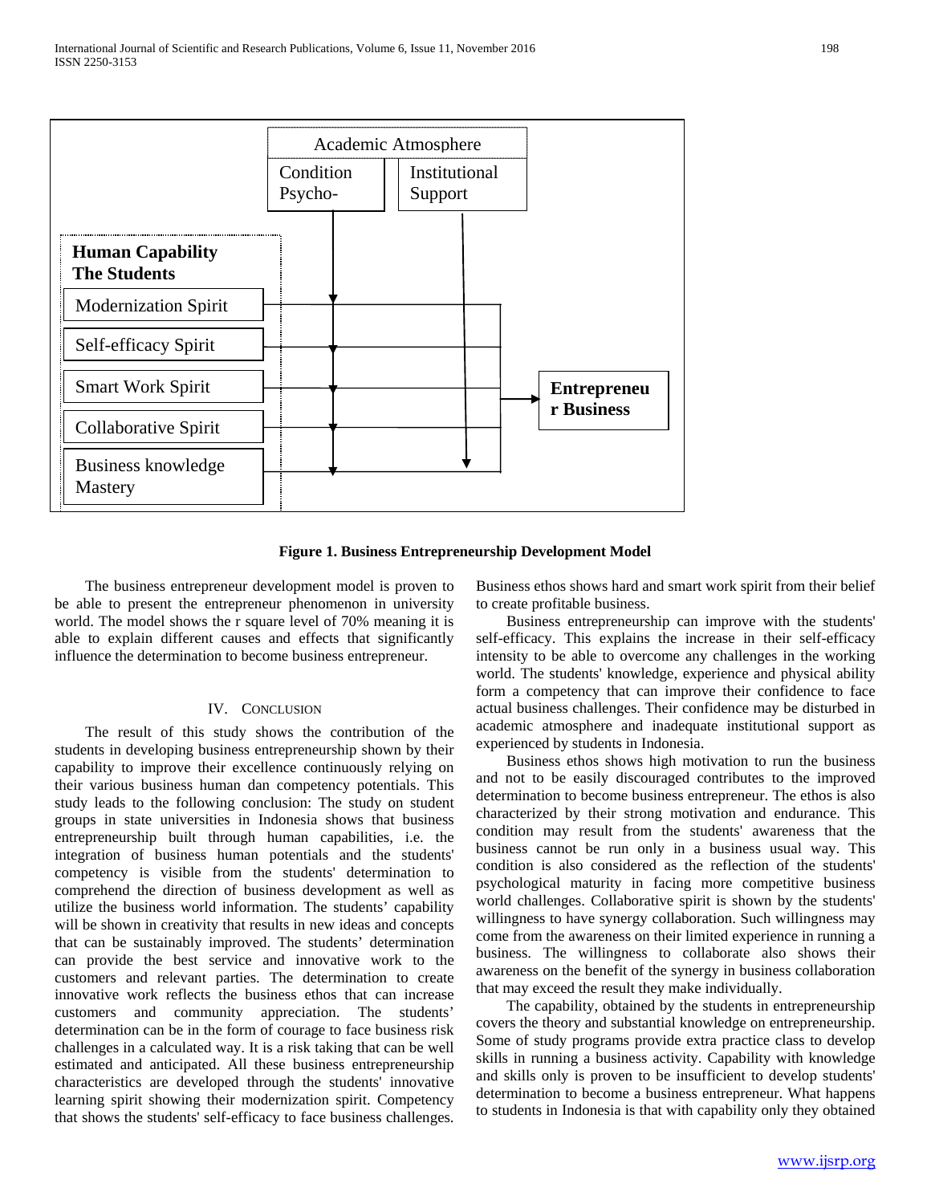Academic Atmosphere

Condition Psycho-

Institutional Support

**Human Capability The Students**

Modernization Spirit

Self-efficacy Spirit

Smart Work Spirit

Collaborative Spirit

Business knowledge Mastery

**Entrepreneu r Business**

**Figure 1. Business Entrepreneurship Development Model**

The business entrepreneur development model is proven to be able to present the entrepreneur phenomenon in university world. The model shows the r square level of 70% meaning it is able to explain different causes and effects that significantly influence the determination to become business entrepreneur.

## IV. Conclusion

The result of this study shows the contribution of the students in developing business entrepreneurship shown by their capability to improve their excellence continuously relying on their various business human dan competency potentials. This study leads to the following conclusion: The study on student groups in state universities in Indonesia shows that business entrepreneurship built through human capabilities, i.e. the integration of business human potentials and the students' competency is visible from the students' determination to comprehend the direction of business development as well as utilize the business world information. The students' capability will be shown in creativity that results in new ideas and concepts that can be sustainably improved. The students' determination can provide the best service and innovative work to the customers and relevant parties. The determination to create innovative work reflects the business ethos that can increase customers and community appreciation. The students' determination can be in the form of courage to face business risk challenges in a calculated way. It is a risk taking that can be well estimated and anticipated. All these business entrepreneurship characteristics are developed through the students' innovative learning spirit showing their modernization spirit. Competency that shows the students' self-efficacy to face business challenges. Business ethos shows hard and smart work spirit from their belief to create profitable business.

Business entrepreneurship can improve with the students' self-efficacy. This explains the increase in their self-efficacy intensity to be able to overcome any challenges in the working world. The students' knowledge, experience and physical ability form a competency that can improve their confidence to face actual business challenges. Their confidence may be disturbed in academic atmosphere and inadequate institutional support as experienced by students in Indonesia.

Business ethos shows high motivation to run the business and not to be easily discouraged contributes to the improved determination to become business entrepreneur. The ethos is also characterized by their strong motivation and endurance. This condition may result from the students' awareness that the business cannot be run only in a business usual way. This condition is also considered as the reflection of the students' psychological maturity in facing more competitive business world challenges. Collaborative spirit is shown by the students' willingness to have synergy collaboration. Such willingness may come from the awareness on their limited experience in running a business. The willingness to collaborate also shows their awareness on the benefit of the synergy in business collaboration that may exceed the result they make individually.

The capability, obtained by the students in entrepreneurship covers the theory and substantial knowledge on entrepreneurship. Some of study programs provide extra practice class to develop skills in running a business activity. Capability with knowledge and skills only is proven to be insufficient to develop students' determination to become a business entrepreneur. What happens to students in Indonesia is that with capability only they obtained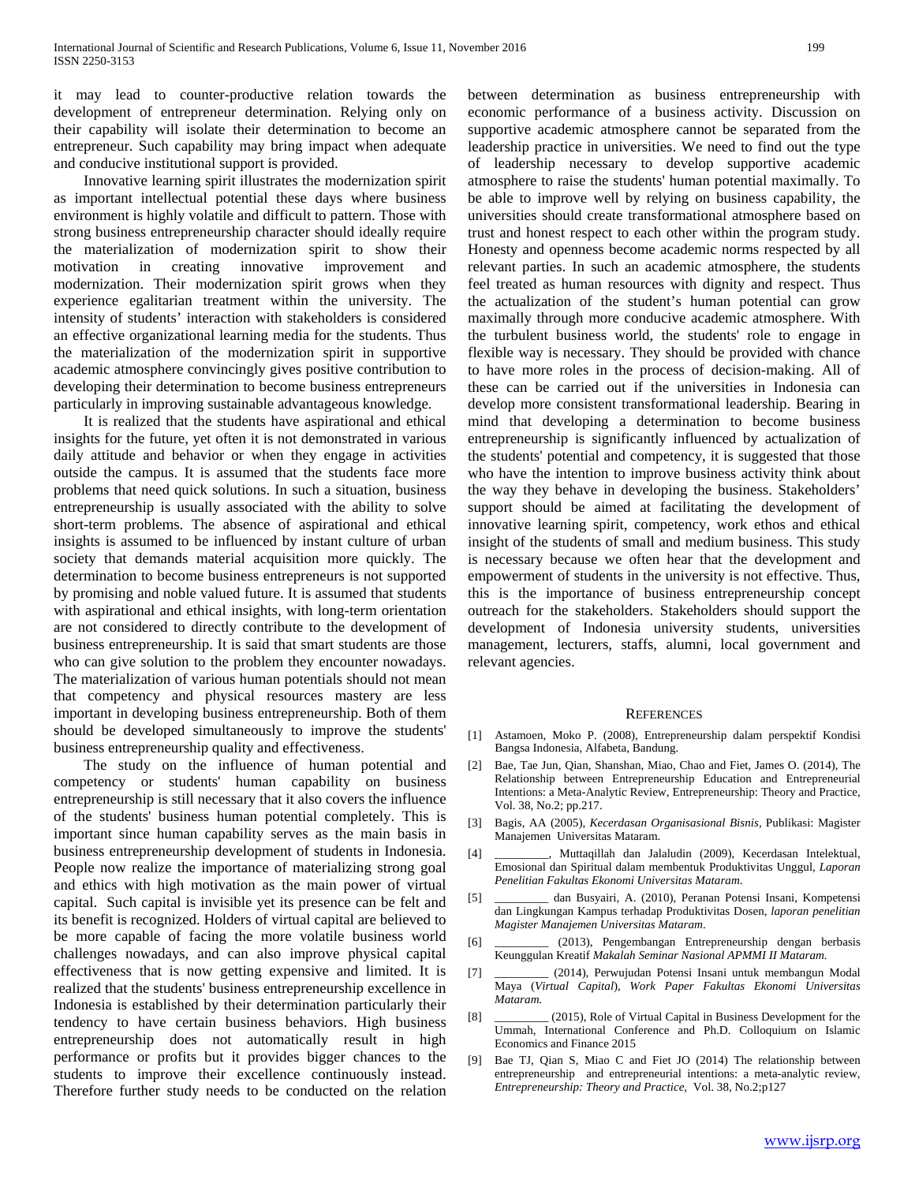it may lead to counter-productive relation towards the development of entrepreneur determination. Relying only on their capability will isolate their determination to become an entrepreneur. Such capability may bring impact when adequate and conducive institutional support is provided.

Innovative learning spirit illustrates the modernization spirit as important intellectual potential these days where business environment is highly volatile and difficult to pattern. Those with strong business entrepreneurship character should ideally require the materialization of modernization spirit to show their motivation in creating innovative improvement and modernization. Their modernization spirit grows when they experience egalitarian treatment within the university. The intensity of students' interaction with stakeholders is considered an effective organizational learning media for the students. Thus the materialization of the modernization spirit in supportive academic atmosphere convincingly gives positive contribution to developing their determination to become business entrepreneurs particularly in improving sustainable advantageous knowledge.

It is realized that the students have aspirational and ethical insights for the future, yet often it is not demonstrated in various daily attitude and behavior or when they engage in activities outside the campus. It is assumed that the students face more problems that need quick solutions. In such a situation, business entrepreneurship is usually associated with the ability to solve short-term problems. The absence of aspirational and ethical insights is assumed to be influenced by instant culture of urban society that demands material acquisition more quickly. The determination to become business entrepreneurs is not supported by promising and noble valued future. It is assumed that students with aspirational and ethical insights, with long-term orientation are not considered to directly contribute to the development of business entrepreneurship. It is said that smart students are those who can give solution to the problem they encounter nowadays. The materialization of various human potentials should not mean that competency and physical resources mastery are less important in developing business entrepreneurship. Both of them should be developed simultaneously to improve the students' business entrepreneurship quality and effectiveness.

The study on the influence of human potential and competency or students' human capability on business entrepreneurship is still necessary that it also covers the influence of the students' business human potential completely. This is important since human capability serves as the main basis in business entrepreneurship development of students in Indonesia. People now realize the importance of materializing strong goal and ethics with high motivation as the main power of virtual capital. Such capital is invisible yet its presence can be felt and its benefit is recognized. Holders of virtual capital are believed to be more capable of facing the more volatile business world challenges nowadays, and can also improve physical capital effectiveness that is now getting expensive and limited. It is realized that the students' business entrepreneurship excellence in Indonesia is established by their determination particularly their tendency to have certain business behaviors. High business entrepreneurship does not automatically result in high performance or profits but it provides bigger chances to the students to improve their excellence continuously instead. Therefore further study needs to be conducted on the relation between determination as business entrepreneurship with economic performance of a business activity. Discussion on supportive academic atmosphere cannot be separated from the leadership practice in universities. We need to find out the type of leadership necessary to develop supportive academic atmosphere to raise the students' human potential maximally. To be able to improve well by relying on business capability, the universities should create transformational atmosphere based on trust and honest respect to each other within the program study. Honesty and openness become academic norms respected by all relevant parties. In such an academic atmosphere, the students feel treated as human resources with dignity and respect. Thus the actualization of the student's human potential can grow maximally through more conducive academic atmosphere. With the turbulent business world, the students' role to engage in flexible way is necessary. They should be provided with chance to have more roles in the process of decision-making. All of these can be carried out if the universities in Indonesia can develop more consistent transformational leadership. Bearing in mind that developing a determination to become business entrepreneurship is significantly influenced by actualization of the students' potential and competency, it is suggested that those who have the intention to improve business activity think about the way they behave in developing the business. Stakeholders' support should be aimed at facilitating the development of innovative learning spirit, competency, work ethos and ethical insight of the students of small and medium business. This study is necessary because we often hear that the development and empowerment of students in the university is not effective. Thus, this is the importance of business entrepreneurship concept outreach for the stakeholders. Stakeholders should support the development of Indonesia university students, universities management, lecturers, staffs, alumni, local government and relevant agencies.

## References

[1] Astamoen, Moko P. (2008), Entrepreneurship dalam perspektif Kondisi Bangsa Indonesia, Alfabeta, Bandung.

[2] Bae, Tae Jun, Qian, Shanshan, Miao, Chao and Fiet, James O. (2014), The Relationship between Entrepreneurship Education and Entrepreneurial Intentions: a Meta-Analytic Review, Entrepreneurship: Theory and Practice, Vol. 38, No.2; pp.217.

[3] Bagis, AA (2005), *Kecerdasan Organisasional Bisnis*, Publikasi: Magister Manajemen Universitas Mataram.

[4] _________, Muttaqillah dan Jalaludin (2009), Kecerdasan Intelektual, Emosional dan Spiritual dalam membentuk Produktivitas Unggul, *Laporan Penelitian Fakultas Ekonomi Universitas Mataram.*

[5] _________ dan Busyairi, A. (2010), Peranan Potensi Insani, Kompetensi dan Lingkungan Kampus terhadap Produktivitas Dosen, *laporan penelitian Magister Manajemen Universitas Mataram*.

[6] _________ (2013), Pengembangan Entrepreneurship dengan berbasis Keunggulan Kreatif *Makalah Seminar Nasional APMMI II Mataram.*

[7] _________ (2014), Perwujudan Potensi Insani untuk membangun Modal Maya (*Virtual Capital*), *Work Paper Fakultas Ekonomi Universitas Mataram.*

[8] _________ (2015), Role of Virtual Capital in Business Development for the Ummah, International Conference and Ph.D. Colloquium on Islamic Economics and Finance 2015

[9] Bae TJ, Qian S, Miao C and Fiet JO (2014) The relationship between entrepreneurship and entrepreneurial intentions: a meta-analytic review, *Entrepreneurship: Theory and Practice,* Vol. 38, No.2;p127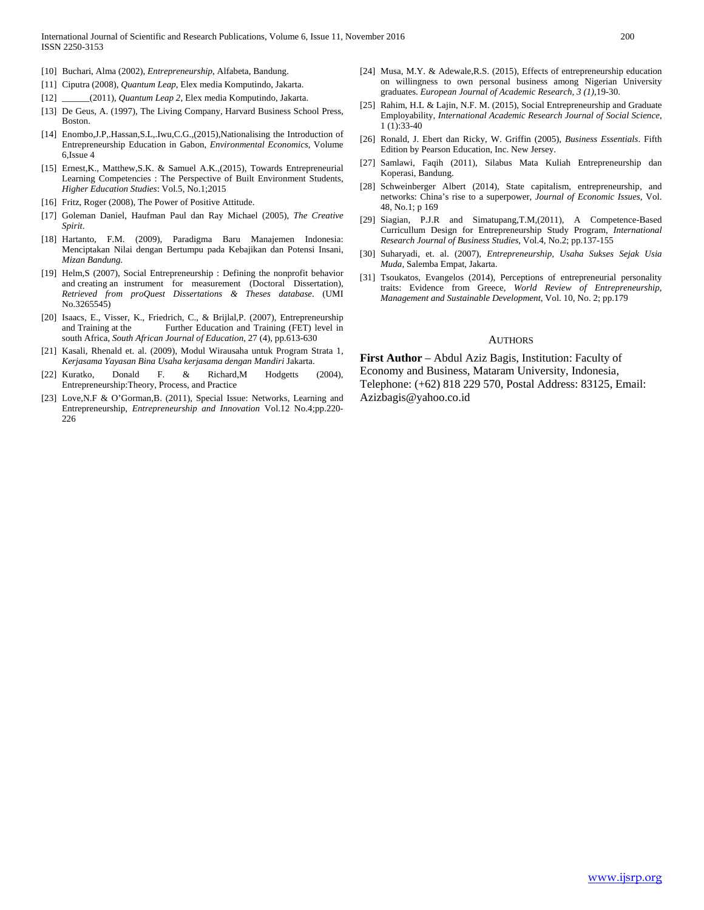[10] Buchari, Alma (2002), *Entrepreneurship*, Alfabeta, Bandung.

[11] Ciputra (2008), *Quantum Leap*, Elex media Komputindo, Jakarta.

[12] ______(2011), *Quantum Leap 2*, Elex media Komputindo, Jakarta.

[13] De Geus, A. (1997), The Living Company, Harvard Business School Press, Boston.

[14] Enombo,J.P,.Hassan,S.L,.Iwu,C.G.,(2015),Nationalising the Introduction of Entrepreneurship Education in Gabon, *Environmental Economics*, Volume 6,Issue 4

[15] Ernest,K., Matthew,S.K. & Samuel A.K.,(2015), Towards Entrepreneurial Learning Competencies : The Perspective of Built Environment Students, *Higher Education Studies*: Vol.5, No.1;2015

[16] Fritz, Roger (2008), The Power of Positive Attitude.

[17] Goleman Daniel, Haufman Paul dan Ray Michael (2005), *The Creative Spirit*.

[18] Hartanto, F.M. (2009), Paradigma Baru Manajemen Indonesia: Menciptakan Nilai dengan Bertumpu pada Kebajikan dan Potensi Insani, *Mizan Bandung.*

[19] Helm,S (2007), Social Entrepreneurship : Defining the nonprofit behavior and creating an instrument for measurement (Doctoral Dissertation), *Retrieved from proQuest Dissertations & Theses database*. (UMI No.3265545)

[20] Isaacs, E., Visser, K., Friedrich, C., & Brijlal,P. (2007), Entrepreneurship and Training at the Further Education and Training (FET) level in south Africa, *South African Journal of Education*, 27 (4), pp.613-630

[21] Kasali, Rhenald et. al. (2009), Modul Wirausaha untuk Program Strata 1, *Kerjasama Yayasan Bina Usaha kerjasama dengan Mandiri* Jakarta.

[22] Kuratko, Donald F. & Richard,M Hodgetts (2004), Entrepreneurship:Theory, Process, and Practice

[23] Love,N.F & O'Gorman,B. (2011), Special Issue: Networks, Learning and Entrepreneurship, *Entrepreneurship and Innovation* Vol.12 No.4;pp.220-226

[24] Musa, M.Y. & Adewale,R.S. (2015), Effects of entrepreneurship education on willingness to own personal business among Nigerian University graduates. *European Journal of Academic Research, 3 (1)*,19-30.

[25] Rahim, H.L & Lajin, N.F. M. (2015), Social Entrepreneurship and Graduate Employability, *International Academic Research Journal of Social Science*, 1 (1):33-40

[26] Ronald, J. Ebert dan Ricky, W. Griffin (2005), *Business Essentials*. Fifth Edition by Pearson Education, Inc. New Jersey.

[27] Samlawi, Faqih (2011), Silabus Mata Kuliah Entrepreneurship dan Koperasi, Bandung.

[28] Schweinberger Albert (2014), State capitalism, entrepreneurship, and networks: China's rise to a superpower, *Journal of Economic Issues*, Vol. 48, No.1; p 169

[29] Siagian, P.J.R and Simatupang,T.M,(2011), A Competence-Based Curricullum Design for Entrepreneurship Study Program, *International Research Journal of Business Studies*, Vol.4, No.2; pp.137-155

[30] Suharyadi, et. al. (2007), *Entrepreneurship, Usaha Sukses Sejak Usia Muda*, Salemba Empat, Jakarta.

[31] Tsoukatos, Evangelos (2014), Perceptions of entrepreneurial personality traits: Evidence from Greece, *World Review of Entrepreneurship, Management and Sustainable Development*, Vol. 10, No. 2; pp.179

## Authors

**First Author** – Abdul Aziz Bagis, Institution: Faculty of Economy and Business, Mataram University, Indonesia, Telephone: (+62) 818 229 570, Postal Address: 83125, Email: Azizbagis@yahoo.co.id